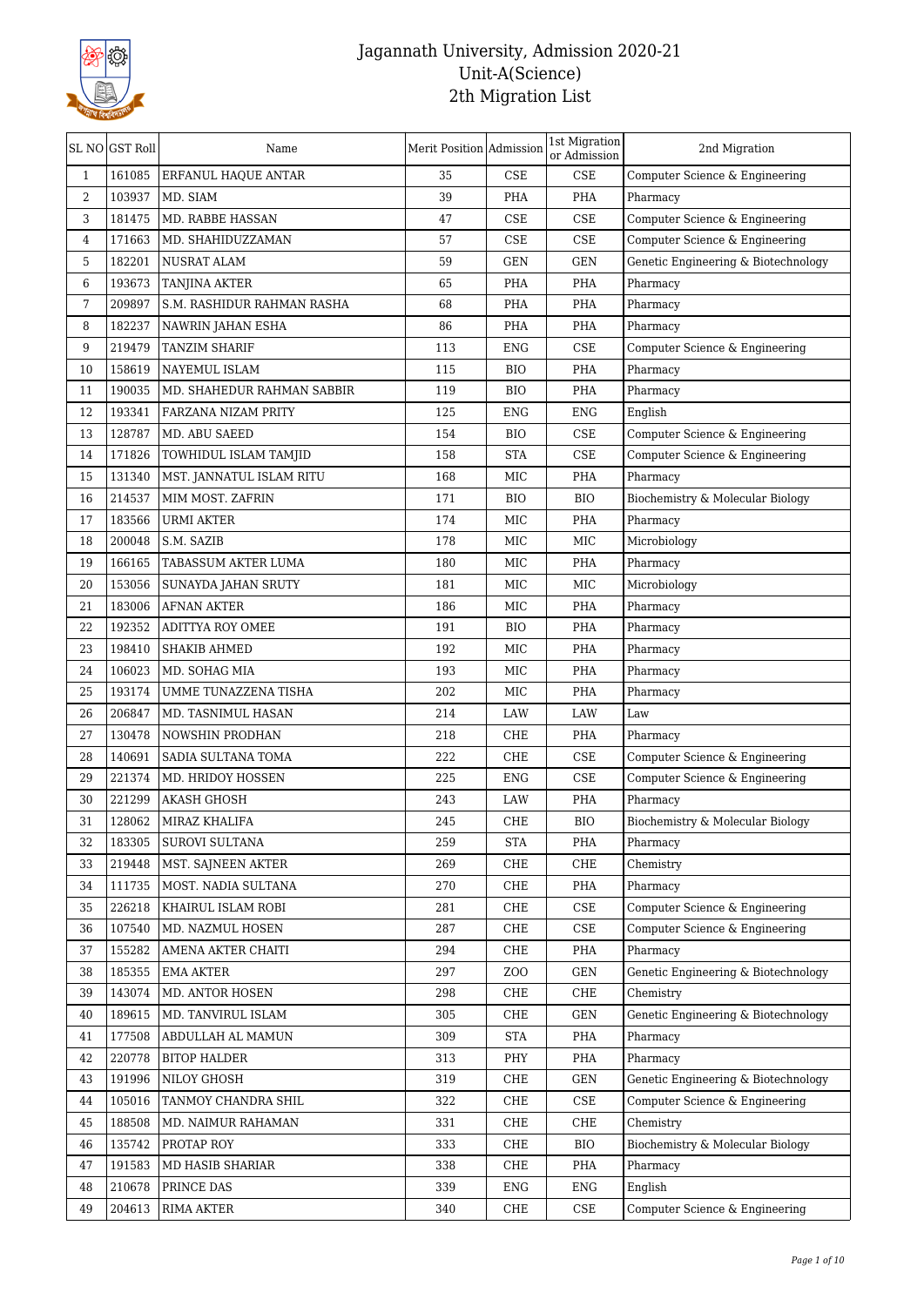# Jagannath University, Admission 2020-21
## Unit-A(Science)
## 2th Migration List

| SL NO | GST Roll | Name | Merit Position | Admission | 1st Migration or Admission | 2nd Migration |
|---|---|---|---|---|---|---|
| 1 | 161085 | ERFANUL HAQUE ANTAR | 35 | CSE | CSE | Computer Science & Engineering |
| 2 | 103937 | MD. SIAM | 39 | PHA | PHA | Pharmacy |
| 3 | 181475 | MD. RABBE HASSAN | 47 | CSE | CSE | Computer Science & Engineering |
| 4 | 171663 | MD. SHAHIDUZZAMAN | 57 | CSE | CSE | Computer Science & Engineering |
| 5 | 182201 | NUSRAT ALAM | 59 | GEN | GEN | Genetic Engineering & Biotechnology |
| 6 | 193673 | TANJINA AKTER | 65 | PHA | PHA | Pharmacy |
| 7 | 209897 | S.M. RASHIDUR RAHMAN RASHA | 68 | PHA | PHA | Pharmacy |
| 8 | 182237 | NAWRIN JAHAN ESHA | 86 | PHA | PHA | Pharmacy |
| 9 | 219479 | TANZIM SHARIF | 113 | ENG | CSE | Computer Science & Engineering |
| 10 | 158619 | NAYEMUL ISLAM | 115 | BIO | PHA | Pharmacy |
| 11 | 190035 | MD. SHAHEDUR RAHMAN SABBIR | 119 | BIO | PHA | Pharmacy |
| 12 | 193341 | FARZANA NIZAM PRITY | 125 | ENG | ENG | English |
| 13 | 128787 | MD. ABU SAEED | 154 | BIO | CSE | Computer Science & Engineering |
| 14 | 171826 | TOWHIDUL ISLAM TAMJID | 158 | STA | CSE | Computer Science & Engineering |
| 15 | 131340 | MST. JANNATUL ISLAM RITU | 168 | MIC | PHA | Pharmacy |
| 16 | 214537 | MIM MOST. ZAFRIN | 171 | BIO | BIO | Biochemistry & Molecular Biology |
| 17 | 183566 | URMI AKTER | 174 | MIC | PHA | Pharmacy |
| 18 | 200048 | S.M. SAZIB | 178 | MIC | MIC | Microbiology |
| 19 | 166165 | TABASSUM AKTER LUMA | 180 | MIC | PHA | Pharmacy |
| 20 | 153056 | SUNAYDA JAHAN SRUTY | 181 | MIC | MIC | Microbiology |
| 21 | 183006 | AFNAN AKTER | 186 | MIC | PHA | Pharmacy |
| 22 | 192352 | ADITTYA ROY OMEE | 191 | BIO | PHA | Pharmacy |
| 23 | 198410 | SHAKIB AHMED | 192 | MIC | PHA | Pharmacy |
| 24 | 106023 | MD. SOHAG MIA | 193 | MIC | PHA | Pharmacy |
| 25 | 193174 | UMME TUNAZZENA TISHA | 202 | MIC | PHA | Pharmacy |
| 26 | 206847 | MD. TASNIMUL HASAN | 214 | LAW | LAW | Law |
| 27 | 130478 | NOWSHIN PRODHAN | 218 | CHE | PHA | Pharmacy |
| 28 | 140691 | SADIA SULTANA TOMA | 222 | CHE | CSE | Computer Science & Engineering |
| 29 | 221374 | MD. HRIDOY HOSSEN | 225 | ENG | CSE | Computer Science & Engineering |
| 30 | 221299 | AKASH GHOSH | 243 | LAW | PHA | Pharmacy |
| 31 | 128062 | MIRAZ KHALIFA | 245 | CHE | BIO | Biochemistry & Molecular Biology |
| 32 | 183305 | SUROVI SULTANA | 259 | STA | PHA | Pharmacy |
| 33 | 219448 | MST. SAJNEEN AKTER | 269 | CHE | CHE | Chemistry |
| 34 | 111735 | MOST. NADIA SULTANA | 270 | CHE | PHA | Pharmacy |
| 35 | 226218 | KHAIRUL ISLAM ROBI | 281 | CHE | CSE | Computer Science & Engineering |
| 36 | 107540 | MD. NAZMUL HOSEN | 287 | CHE | CSE | Computer Science & Engineering |
| 37 | 155282 | AMENA AKTER CHAITI | 294 | CHE | PHA | Pharmacy |
| 38 | 185355 | EMA AKTER | 297 | ZOO | GEN | Genetic Engineering & Biotechnology |
| 39 | 143074 | MD. ANTOR HOSEN | 298 | CHE | CHE | Chemistry |
| 40 | 189615 | MD. TANVIRUL ISLAM | 305 | CHE | GEN | Genetic Engineering & Biotechnology |
| 41 | 177508 | ABDULLAH AL MAMUN | 309 | STA | PHA | Pharmacy |
| 42 | 220778 | BITOP HALDER | 313 | PHY | PHA | Pharmacy |
| 43 | 191996 | NILOY GHOSH | 319 | CHE | GEN | Genetic Engineering & Biotechnology |
| 44 | 105016 | TANMOY CHANDRA SHIL | 322 | CHE | CSE | Computer Science & Engineering |
| 45 | 188508 | MD. NAIMUR RAHAMAN | 331 | CHE | CHE | Chemistry |
| 46 | 135742 | PROTAP ROY | 333 | CHE | BIO | Biochemistry & Molecular Biology |
| 47 | 191583 | MD HASIB SHARIAR | 338 | CHE | PHA | Pharmacy |
| 48 | 210678 | PRINCE DAS | 339 | ENG | ENG | English |
| 49 | 204613 | RIMA AKTER | 340 | CHE | CSE | Computer Science & Engineering |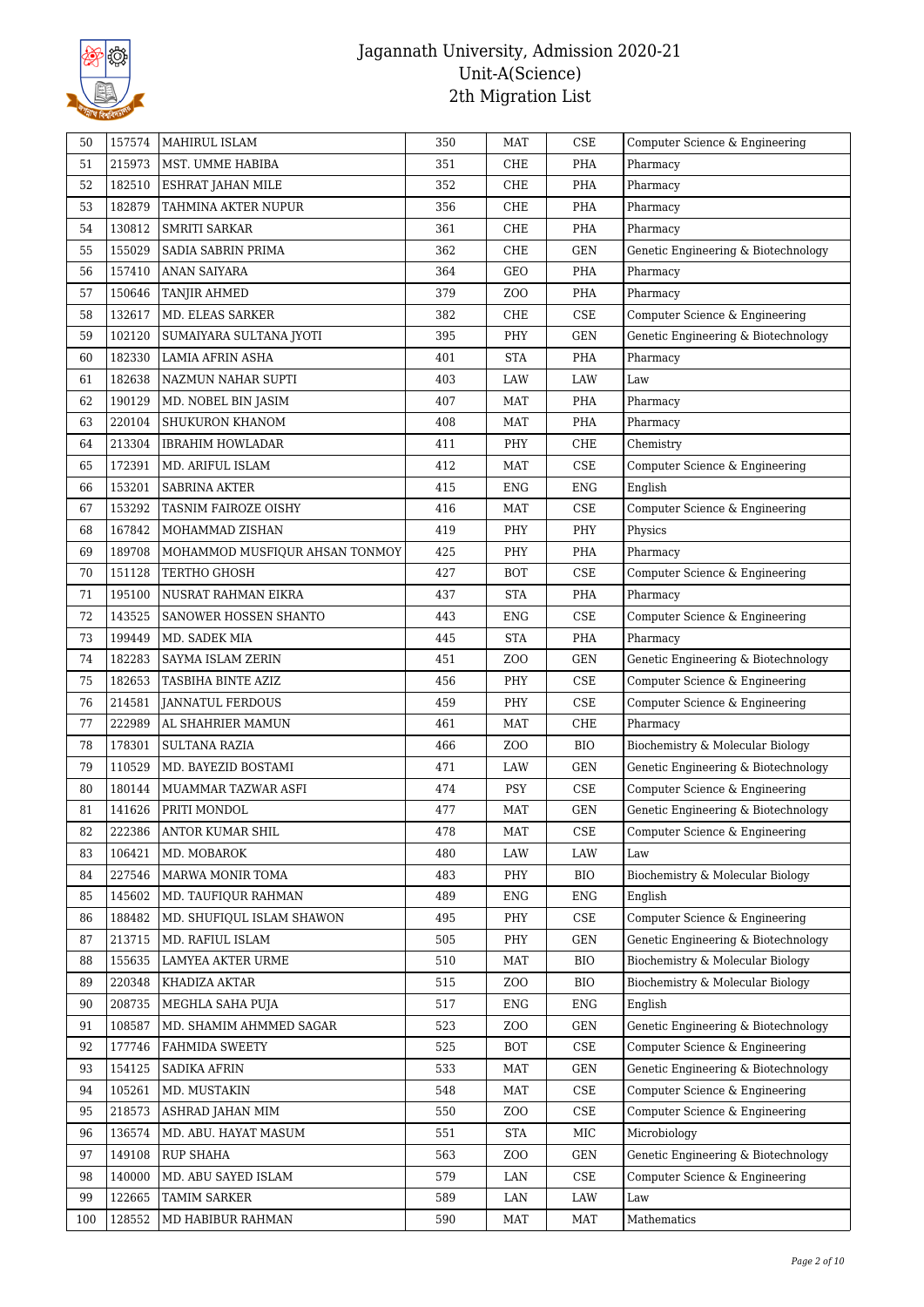| 50 | 157574 | MAHIRUL ISLAM | 350 | MAT | CSE | Computer Science & Engineering |
|---|---|---|---|---|---|---|
| 51 | 215973 | MST. UMME HABIBA | 351 | CHE | PHA | Pharmacy |
| 52 | 182510 | ESHRAT JAHAN MILE | 352 | CHE | PHA | Pharmacy |
| 53 | 182879 | TAHMINA AKTER NUPUR | 356 | CHE | PHA | Pharmacy |
| 54 | 130812 | SMRITI SARKAR | 361 | CHE | PHA | Pharmacy |
| 55 | 155029 | SADIA SABRIN PRIMA | 362 | CHE | GEN | Genetic Engineering & Biotechnology |
| 56 | 157410 | ANAN SAIYARA | 364 | GEO | PHA | Pharmacy |
| 57 | 150646 | TANJIR AHMED | 379 | ZOO | PHA | Pharmacy |
| 58 | 132617 | MD. ELEAS SARKER | 382 | CHE | CSE | Computer Science & Engineering |
| 59 | 102120 | SUMAIYARA SULTANA JYOTI | 395 | PHY | GEN | Genetic Engineering & Biotechnology |
| 60 | 182330 | LAMIA AFRIN ASHA | 401 | STA | PHA | Pharmacy |
| 61 | 182638 | NAZMUN NAHAR SUPTI | 403 | LAW | LAW | Law |
| 62 | 190129 | MD. NOBEL BIN JASIM | 407 | MAT | PHA | Pharmacy |
| 63 | 220104 | SHUKURON KHANOM | 408 | MAT | PHA | Pharmacy |
| 64 | 213304 | IBRAHIM HOWLADAR | 411 | PHY | CHE | Chemistry |
| 65 | 172391 | MD. ARIFUL ISLAM | 412 | MAT | CSE | Computer Science & Engineering |
| 66 | 153201 | SABRINA AKTER | 415 | ENG | ENG | English |
| 67 | 153292 | TASNIM FAIROZE OISHY | 416 | MAT | CSE | Computer Science & Engineering |
| 68 | 167842 | MOHAMMAD ZISHAN | 419 | PHY | PHY | Physics |
| 69 | 189708 | MOHAMMOD MUSFIQUR AHSAN TONMOY | 425 | PHY | PHA | Pharmacy |
| 70 | 151128 | TERTHO GHOSH | 427 | BOT | CSE | Computer Science & Engineering |
| 71 | 195100 | NUSRAT RAHMAN EIKRA | 437 | STA | PHA | Pharmacy |
| 72 | 143525 | SANOWER HOSSEN SHANTO | 443 | ENG | CSE | Computer Science & Engineering |
| 73 | 199449 | MD. SADEK MIA | 445 | STA | PHA | Pharmacy |
| 74 | 182283 | SAYMA ISLAM ZERIN | 451 | ZOO | GEN | Genetic Engineering & Biotechnology |
| 75 | 182653 | TASBIHA BINTE AZIZ | 456 | PHY | CSE | Computer Science & Engineering |
| 76 | 214581 | JANNATUL FERDOUS | 459 | PHY | CSE | Computer Science & Engineering |
| 77 | 222989 | AL SHAHRIER MAMUN | 461 | MAT | CHE | Pharmacy |
| 78 | 178301 | SULTANA RAZIA | 466 | ZOO | BIO | Biochemistry & Molecular Biology |
| 79 | 110529 | MD. BAYEZID BOSTAMI | 471 | LAW | GEN | Genetic Engineering & Biotechnology |
| 80 | 180144 | MUAMMAR TAZWAR ASFI | 474 | PSY | CSE | Computer Science & Engineering |
| 81 | 141626 | PRITI MONDOL | 477 | MAT | GEN | Genetic Engineering & Biotechnology |
| 82 | 222386 | ANTOR KUMAR SHIL | 478 | MAT | CSE | Computer Science & Engineering |
| 83 | 106421 | MD. MOBAROK | 480 | LAW | LAW | Law |
| 84 | 227546 | MARWA MONIR TOMA | 483 | PHY | BIO | Biochemistry & Molecular Biology |
| 85 | 145602 | MD. TAUFIQUR RAHMAN | 489 | ENG | ENG | English |
| 86 | 188482 | MD. SHUFIQUL ISLAM SHAWON | 495 | PHY | CSE | Computer Science & Engineering |
| 87 | 213715 | MD. RAFIUL ISLAM | 505 | PHY | GEN | Genetic Engineering & Biotechnology |
| 88 | 155635 | LAMYEA AKTER URME | 510 | MAT | BIO | Biochemistry & Molecular Biology |
| 89 | 220348 | KHADIZA AKTAR | 515 | ZOO | BIO | Biochemistry & Molecular Biology |
| 90 | 208735 | MEGHLA SAHA PUJA | 517 | ENG | ENG | English |
| 91 | 108587 | MD. SHAMIM AHMMED SAGAR | 523 | ZOO | GEN | Genetic Engineering & Biotechnology |
| 92 | 177746 | FAHMIDA SWEETY | 525 | BOT | CSE | Computer Science & Engineering |
| 93 | 154125 | SADIKA AFRIN | 533 | MAT | GEN | Genetic Engineering & Biotechnology |
| 94 | 105261 | MD. MUSTAKIN | 548 | MAT | CSE | Computer Science & Engineering |
| 95 | 218573 | ASHRAD JAHAN MIM | 550 | ZOO | CSE | Computer Science & Engineering |
| 96 | 136574 | MD. ABU. HAYAT MASUM | 551 | STA | MIC | Microbiology |
| 97 | 149108 | RUP SHAHA | 563 | ZOO | GEN | Genetic Engineering & Biotechnology |
| 98 | 140000 | MD. ABU SAYED ISLAM | 579 | LAN | CSE | Computer Science & Engineering |
| 99 | 122665 | TAMIM SARKER | 589 | LAN | LAW | Law |
| 100 | 128552 | MD HABIBUR RAHMAN | 590 | MAT | MAT | Mathematics |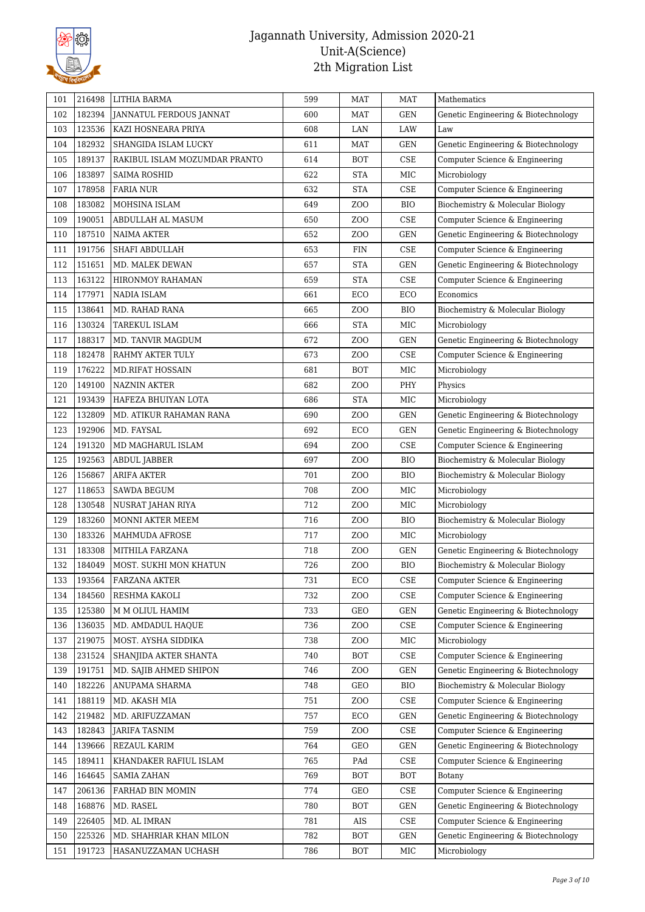| 101 | 216498 | LITHIA BARMA | 599 | MAT | MAT | Mathematics |
|---|---|---|---|---|---|---|
| 102 | 182394 | JANNATUL FERDOUS JANNAT | 600 | MAT | GEN | Genetic Engineering & Biotechnology |
| 103 | 123536 | KAZI HOSNEARA PRIYA | 608 | LAN | LAW | Law |
| 104 | 182932 | SHANGIDA ISLAM LUCKY | 611 | MAT | GEN | Genetic Engineering & Biotechnology |
| 105 | 189137 | RAKIBUL ISLAM MOZUMDAR PRANTO | 614 | BOT | CSE | Computer Science & Engineering |
| 106 | 183897 | SAIMA ROSHID | 622 | STA | MIC | Microbiology |
| 107 | 178958 | FARIA NUR | 632 | STA | CSE | Computer Science & Engineering |
| 108 | 183082 | MOHSINA ISLAM | 649 | ZOO | BIO | Biochemistry & Molecular Biology |
| 109 | 190051 | ABDULLAH AL MASUM | 650 | ZOO | CSE | Computer Science & Engineering |
| 110 | 187510 | NAIMA AKTER | 652 | ZOO | GEN | Genetic Engineering & Biotechnology |
| 111 | 191756 | SHAFI ABDULLAH | 653 | FIN | CSE | Computer Science & Engineering |
| 112 | 151651 | MD. MALEK DEWAN | 657 | STA | GEN | Genetic Engineering & Biotechnology |
| 113 | 163122 | HIRONMOY RAHAMAN | 659 | STA | CSE | Computer Science & Engineering |
| 114 | 177971 | NADIA ISLAM | 661 | ECO | ECO | Economics |
| 115 | 138641 | MD. RAHAD RANA | 665 | ZOO | BIO | Biochemistry & Molecular Biology |
| 116 | 130324 | TAREKUL ISLAM | 666 | STA | MIC | Microbiology |
| 117 | 188317 | MD. TANVIR MAGDUM | 672 | ZOO | GEN | Genetic Engineering & Biotechnology |
| 118 | 182478 | RAHMY AKTER TULY | 673 | ZOO | CSE | Computer Science & Engineering |
| 119 | 176222 | MD.RIFAT HOSSAIN | 681 | BOT | MIC | Microbiology |
| 120 | 149100 | NAZNIN AKTER | 682 | ZOO | PHY | Physics |
| 121 | 193439 | HAFEZA BHUIYAN LOTA | 686 | STA | MIC | Microbiology |
| 122 | 132809 | MD. ATIKUR RAHAMAN RANA | 690 | ZOO | GEN | Genetic Engineering & Biotechnology |
| 123 | 192906 | MD. FAYSAL | 692 | ECO | GEN | Genetic Engineering & Biotechnology |
| 124 | 191320 | MD MAGHARUL ISLAM | 694 | ZOO | CSE | Computer Science & Engineering |
| 125 | 192563 | ABDUL JABBER | 697 | ZOO | BIO | Biochemistry & Molecular Biology |
| 126 | 156867 | ARIFA AKTER | 701 | ZOO | BIO | Biochemistry & Molecular Biology |
| 127 | 118653 | SAWDA BEGUM | 708 | ZOO | MIC | Microbiology |
| 128 | 130548 | NUSRAT JAHAN RIYA | 712 | ZOO | MIC | Microbiology |
| 129 | 183260 | MONNI AKTER MEEM | 716 | ZOO | BIO | Biochemistry & Molecular Biology |
| 130 | 183326 | MAHMUDA AFROSE | 717 | ZOO | MIC | Microbiology |
| 131 | 183308 | MITHILA FARZANA | 718 | ZOO | GEN | Genetic Engineering & Biotechnology |
| 132 | 184049 | MOST. SUKHI MON KHATUN | 726 | ZOO | BIO | Biochemistry & Molecular Biology |
| 133 | 193564 | FARZANA AKTER | 731 | ECO | CSE | Computer Science & Engineering |
| 134 | 184560 | RESHMA KAKOLI | 732 | ZOO | CSE | Computer Science & Engineering |
| 135 | 125380 | M M OLIUL HAMIM | 733 | GEO | GEN | Genetic Engineering & Biotechnology |
| 136 | 136035 | MD. AMDADUL HAQUE | 736 | ZOO | CSE | Computer Science & Engineering |
| 137 | 219075 | MOST. AYSHA SIDDIKA | 738 | ZOO | MIC | Microbiology |
| 138 | 231524 | SHANJIDA AKTER SHANTA | 740 | BOT | CSE | Computer Science & Engineering |
| 139 | 191751 | MD. SAJIB AHMED SHIPON | 746 | ZOO | GEN | Genetic Engineering & Biotechnology |
| 140 | 182226 | ANUPAMA SHARMA | 748 | GEO | BIO | Biochemistry & Molecular Biology |
| 141 | 188119 | MD. AKASH MIA | 751 | ZOO | CSE | Computer Science & Engineering |
| 142 | 219482 | MD. ARIFUZZAMAN | 757 | ECO | GEN | Genetic Engineering & Biotechnology |
| 143 | 182843 | JARIFA TASNIM | 759 | ZOO | CSE | Computer Science & Engineering |
| 144 | 139666 | REZAUL KARIM | 764 | GEO | GEN | Genetic Engineering & Biotechnology |
| 145 | 189411 | KHANDAKER RAFIUL ISLAM | 765 | PAd | CSE | Computer Science & Engineering |
| 146 | 164645 | SAMIA ZAHAN | 769 | BOT | BOT | Botany |
| 147 | 206136 | FARHAD BIN MOMIN | 774 | GEO | CSE | Computer Science & Engineering |
| 148 | 168876 | MD. RASEL | 780 | BOT | GEN | Genetic Engineering & Biotechnology |
| 149 | 226405 | MD. AL IMRAN | 781 | AIS | CSE | Computer Science & Engineering |
| 150 | 225326 | MD. SHAHRIAR KHAN MILON | 782 | BOT | GEN | Genetic Engineering & Biotechnology |
| 151 | 191723 | HASANUZZAMAN UCHASH | 786 | BOT | MIC | Microbiology |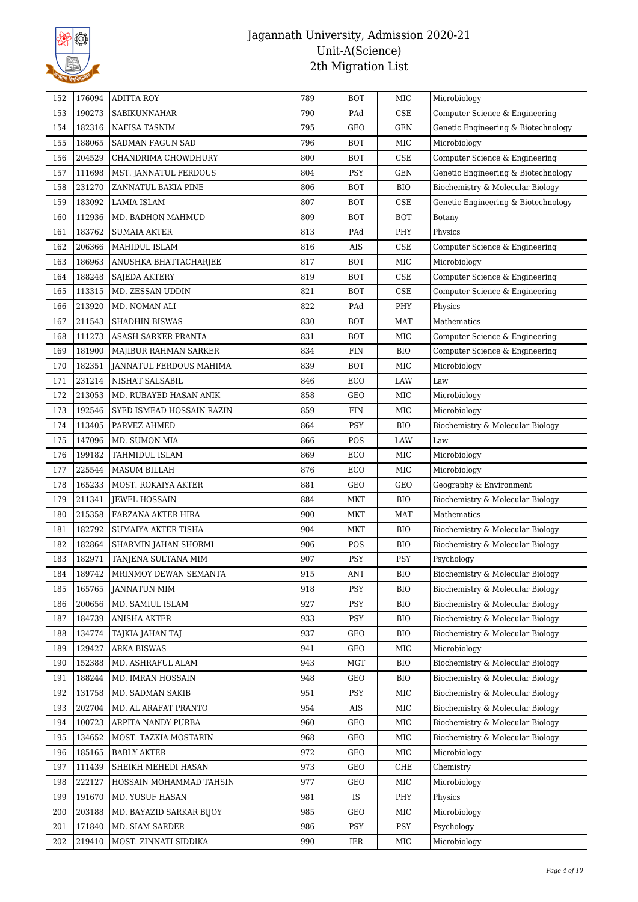# Jagannath University, Admission 2020-21
## Unit-A(Science)
## 2th Migration List

| | | | | | | |
|---|---|---|---|---|---|---|
| 152 | 176094 | ADITTA ROY | 789 | BOT | MIC | Microbiology |
| 153 | 190273 | SABIKUNNAHAR | 790 | PAd | CSE | Computer Science & Engineering |
| 154 | 182316 | NAFISA TASNIM | 795 | GEO | GEN | Genetic Engineering & Biotechnology |
| 155 | 188065 | SADMAN FAGUN SAD | 796 | BOT | MIC | Microbiology |
| 156 | 204529 | CHANDRIMA CHOWDHURY | 800 | BOT | CSE | Computer Science & Engineering |
| 157 | 111698 | MST. JANNATUL FERDOUS | 804 | PSY | GEN | Genetic Engineering & Biotechnology |
| 158 | 231270 | ZANNATUL BAKIA PINE | 806 | BOT | BIO | Biochemistry & Molecular Biology |
| 159 | 183092 | LAMIA ISLAM | 807 | BOT | CSE | Genetic Engineering & Biotechnology |
| 160 | 112936 | MD. BADHON MAHMUD | 809 | BOT | BOT | Botany |
| 161 | 183762 | SUMAIA AKTER | 813 | PAd | PHY | Physics |
| 162 | 206366 | MAHIDUL ISLAM | 816 | AIS | CSE | Computer Science & Engineering |
| 163 | 186963 | ANUSHKA BHATTACHARJEE | 817 | BOT | MIC | Microbiology |
| 164 | 188248 | SAJEDA AKTERY | 819 | BOT | CSE | Computer Science & Engineering |
| 165 | 113315 | MD. ZESSAN UDDIN | 821 | BOT | CSE | Computer Science & Engineering |
| 166 | 213920 | MD. NOMAN ALI | 822 | PAd | PHY | Physics |
| 167 | 211543 | SHADHIN BISWAS | 830 | BOT | MAT | Mathematics |
| 168 | 111273 | ASASH SARKER PRANTA | 831 | BOT | MIC | Computer Science & Engineering |
| 169 | 181900 | MAJIBUR RAHMAN SARKER | 834 | FIN | BIO | Computer Science & Engineering |
| 170 | 182351 | JANNATUL FERDOUS MAHIMA | 839 | BOT | MIC | Microbiology |
| 171 | 231214 | NISHAT SALSABIL | 846 | ECO | LAW | Law |
| 172 | 213053 | MD. RUBAYED HASAN ANIK | 858 | GEO | MIC | Microbiology |
| 173 | 192546 | SYED ISMEAD HOSSAIN RAZIN | 859 | FIN | MIC | Microbiology |
| 174 | 113405 | PARVEZ AHMED | 864 | PSY | BIO | Biochemistry & Molecular Biology |
| 175 | 147096 | MD. SUMON MIA | 866 | POS | LAW | Law |
| 176 | 199182 | TAHMIDUL ISLAM | 869 | ECO | MIC | Microbiology |
| 177 | 225544 | MASUM BILLAH | 876 | ECO | MIC | Microbiology |
| 178 | 165233 | MOST. ROKAIYA AKTER | 881 | GEO | GEO | Geography & Environment |
| 179 | 211341 | JEWEL HOSSAIN | 884 | MKT | BIO | Biochemistry & Molecular Biology |
| 180 | 215358 | FARZANA AKTER HIRA | 900 | MKT | MAT | Mathematics |
| 181 | 182792 | SUMAIYA AKTER TISHA | 904 | MKT | BIO | Biochemistry & Molecular Biology |
| 182 | 182864 | SHARMIN JAHAN SHORMI | 906 | POS | BIO | Biochemistry & Molecular Biology |
| 183 | 182971 | TANJENA SULTANA MIM | 907 | PSY | PSY | Psychology |
| 184 | 189742 | MRINMOY DEWAN SEMANTA | 915 | ANT | BIO | Biochemistry & Molecular Biology |
| 185 | 165765 | JANNATUN MIM | 918 | PSY | BIO | Biochemistry & Molecular Biology |
| 186 | 200656 | MD. SAMIUL ISLAM | 927 | PSY | BIO | Biochemistry & Molecular Biology |
| 187 | 184739 | ANISHA AKTER | 933 | PSY | BIO | Biochemistry & Molecular Biology |
| 188 | 134774 | TAJKIA JAHAN TAJ | 937 | GEO | BIO | Biochemistry & Molecular Biology |
| 189 | 129427 | ARKA BISWAS | 941 | GEO | MIC | Microbiology |
| 190 | 152388 | MD. ASHRAFUL ALAM | 943 | MGT | BIO | Biochemistry & Molecular Biology |
| 191 | 188244 | MD. IMRAN HOSSAIN | 948 | GEO | BIO | Biochemistry & Molecular Biology |
| 192 | 131758 | MD. SADMAN SAKIB | 951 | PSY | MIC | Biochemistry & Molecular Biology |
| 193 | 202704 | MD. AL ARAFAT PRANTO | 954 | AIS | MIC | Biochemistry & Molecular Biology |
| 194 | 100723 | ARPITA NANDY PURBA | 960 | GEO | MIC | Biochemistry & Molecular Biology |
| 195 | 134652 | MOST. TAZKIA MOSTARIN | 968 | GEO | MIC | Biochemistry & Molecular Biology |
| 196 | 185165 | BABLY AKTER | 972 | GEO | MIC | Microbiology |
| 197 | 111439 | SHEIKH MEHEDI HASAN | 973 | GEO | CHE | Chemistry |
| 198 | 222127 | HOSSAIN MOHAMMAD TAHSIN | 977 | GEO | MIC | Microbiology |
| 199 | 191670 | MD. YUSUF HASAN | 981 | IS | PHY | Physics |
| 200 | 203188 | MD. BAYAZID SARKAR BIJOY | 985 | GEO | MIC | Microbiology |
| 201 | 171840 | MD. SIAM SARDER | 986 | PSY | PSY | Psychology |
| 202 | 219410 | MOST. ZINNATI SIDDIKA | 990 | IER | MIC | Microbiology |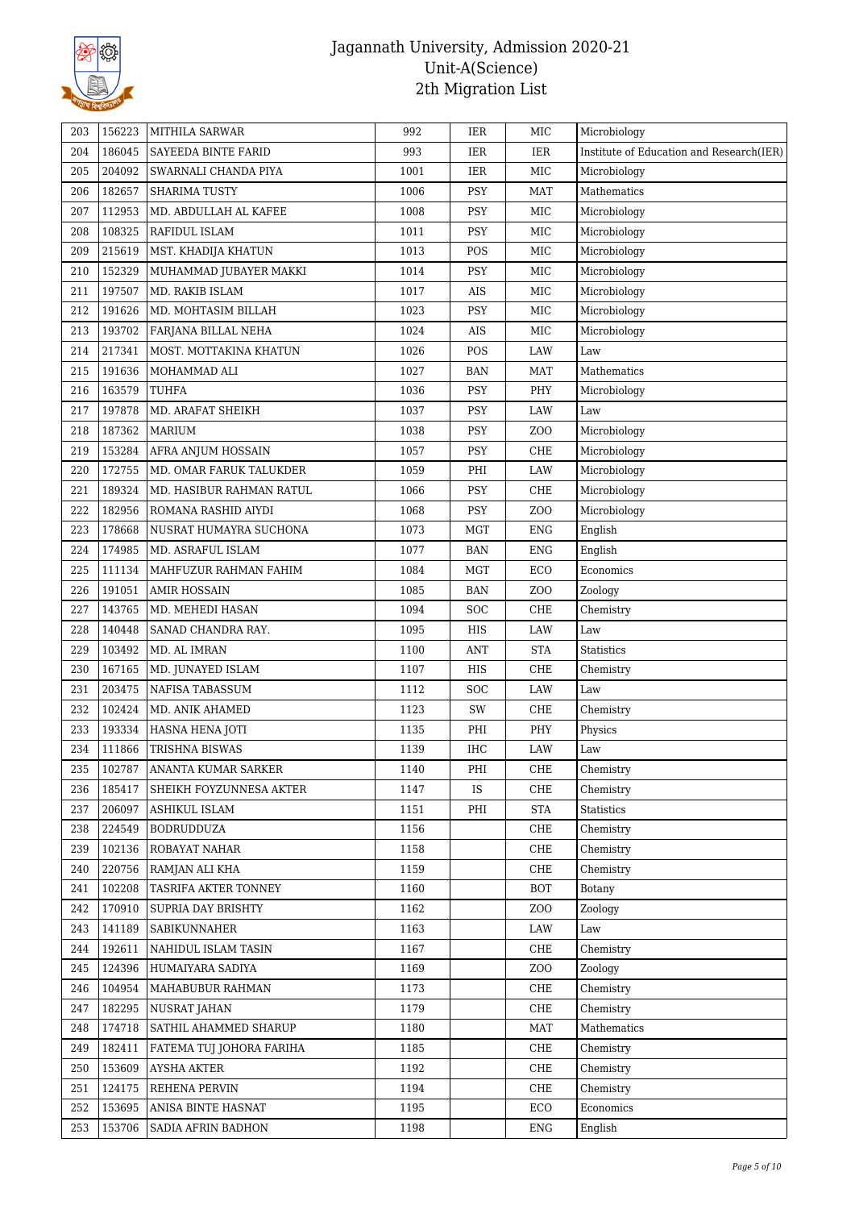# Jagannath University, Admission 2020-21
## Unit-A(Science)
## 2th Migration List

| | | | | | | |
|---|---|---|---|---|---|---|
| 203 | 156223 | MITHILA SARWAR | 992 | IER | MIC | Microbiology |
| 204 | 186045 | SAYEEDA BINTE FARID | 993 | IER | IER | Institute of Education and Research(IER) |
| 205 | 204092 | SWARNALI CHANDA PIYA | 1001 | IER | MIC | Microbiology |
| 206 | 182657 | SHARIMA TUSTY | 1006 | PSY | MAT | Mathematics |
| 207 | 112953 | MD. ABDULLAH AL KAFEE | 1008 | PSY | MIC | Microbiology |
| 208 | 108325 | RAFIDUL ISLAM | 1011 | PSY | MIC | Microbiology |
| 209 | 215619 | MST. KHADIJA KHATUN | 1013 | POS | MIC | Microbiology |
| 210 | 152329 | MUHAMMAD JUBAYER MAKKI | 1014 | PSY | MIC | Microbiology |
| 211 | 197507 | MD. RAKIB ISLAM | 1017 | AIS | MIC | Microbiology |
| 212 | 191626 | MD. MOHTASIM BILLAH | 1023 | PSY | MIC | Microbiology |
| 213 | 193702 | FARJANA BILLAL NEHA | 1024 | AIS | MIC | Microbiology |
| 214 | 217341 | MOST. MOTTAKINA KHATUN | 1026 | POS | LAW | Law |
| 215 | 191636 | MOHAMMAD ALI | 1027 | BAN | MAT | Mathematics |
| 216 | 163579 | TUHFA | 1036 | PSY | PHY | Microbiology |
| 217 | 197878 | MD. ARAFAT SHEIKH | 1037 | PSY | LAW | Law |
| 218 | 187362 | MARIUM | 1038 | PSY | ZOO | Microbiology |
| 219 | 153284 | AFRA ANJUM HOSSAIN | 1057 | PSY | CHE | Microbiology |
| 220 | 172755 | MD. OMAR FARUK TALUKDER | 1059 | PHI | LAW | Microbiology |
| 221 | 189324 | MD. HASIBUR RAHMAN RATUL | 1066 | PSY | CHE | Microbiology |
| 222 | 182956 | ROMANA RASHID AIYDI | 1068 | PSY | ZOO | Microbiology |
| 223 | 178668 | NUSRAT HUMAYRA SUCHONA | 1073 | MGT | ENG | English |
| 224 | 174985 | MD. ASRAFUL ISLAM | 1077 | BAN | ENG | English |
| 225 | 111134 | MAHFUZUR RAHMAN FAHIM | 1084 | MGT | ECO | Economics |
| 226 | 191051 | AMIR HOSSAIN | 1085 | BAN | ZOO | Zoology |
| 227 | 143765 | MD. MEHEDI HASAN | 1094 | SOC | CHE | Chemistry |
| 228 | 140448 | SANAD CHANDRA RAY. | 1095 | HIS | LAW | Law |
| 229 | 103492 | MD. AL IMRAN | 1100 | ANT | STA | Statistics |
| 230 | 167165 | MD. JUNAYED ISLAM | 1107 | HIS | CHE | Chemistry |
| 231 | 203475 | NAFISA TABASSUM | 1112 | SOC | LAW | Law |
| 232 | 102424 | MD. ANIK AHAMED | 1123 | SW | CHE | Chemistry |
| 233 | 193334 | HASNA HENA JOTI | 1135 | PHI | PHY | Physics |
| 234 | 111866 | TRISHNA BISWAS | 1139 | IHC | LAW | Law |
| 235 | 102787 | ANANTA KUMAR SARKER | 1140 | PHI | CHE | Chemistry |
| 236 | 185417 | SHEIKH FOYZUNNESA AKTER | 1147 | IS | CHE | Chemistry |
| 237 | 206097 | ASHIKUL ISLAM | 1151 | PHI | STA | Statistics |
| 238 | 224549 | BODRUDDUZA | 1156 | | CHE | Chemistry |
| 239 | 102136 | ROBAYAT NAHAR | 1158 | | CHE | Chemistry |
| 240 | 220756 | RAMJAN ALI KHA | 1159 | | CHE | Chemistry |
| 241 | 102208 | TASRIFA AKTER TONNEY | 1160 | | BOT | Botany |
| 242 | 170910 | SUPRIA DAY BRISHTY | 1162 | | ZOO | Zoology |
| 243 | 141189 | SABIKUNNAHER | 1163 | | LAW | Law |
| 244 | 192611 | NAHIDUL ISLAM TASIN | 1167 | | CHE | Chemistry |
| 245 | 124396 | HUMAIYARA SADIYA | 1169 | | ZOO | Zoology |
| 246 | 104954 | MAHABUBUR RAHMAN | 1173 | | CHE | Chemistry |
| 247 | 182295 | NUSRAT JAHAN | 1179 | | CHE | Chemistry |
| 248 | 174718 | SATHIL AHAMMED SHARUP | 1180 | | MAT | Mathematics |
| 249 | 182411 | FATEMA TUJ JOHORA FARIHA | 1185 | | CHE | Chemistry |
| 250 | 153609 | AYSHA AKTER | 1192 | | CHE | Chemistry |
| 251 | 124175 | REHENA PERVIN | 1194 | | CHE | Chemistry |
| 252 | 153695 | ANISA BINTE HASNAT | 1195 | | ECO | Economics |
| 253 | 153706 | SADIA AFRIN BADHON | 1198 | | ENG | English |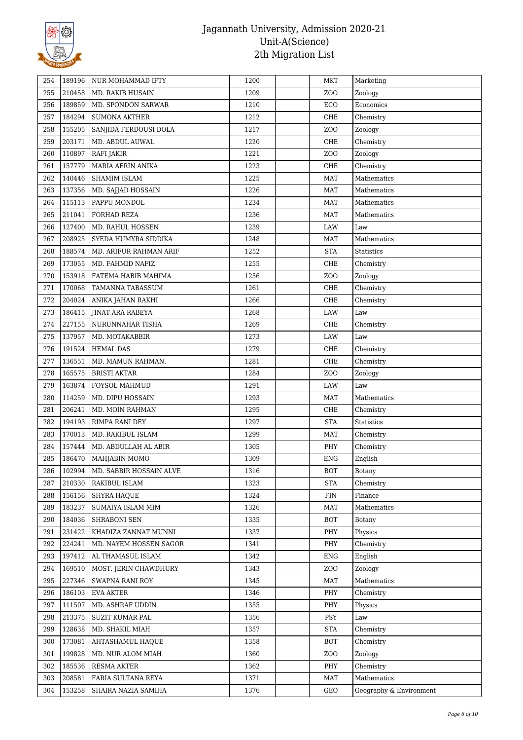| 254 | 189196 | NUR MOHAMMAD IFTY | 1200 | | MKT | Marketing |
|---|---|---|---|---|---|---|
| 255 | 210458 | MD. RAKIB HUSAIN | 1209 | | ZOO | Zoology |
| 256 | 189859 | MD. SPONDON SARWAR | 1210 | | ECO | Economics |
| 257 | 184294 | SUMONA AKTHER | 1212 | | CHE | Chemistry |
| 258 | 155205 | SANJIDA FERDOUSI DOLA | 1217 | | ZOO | Zoology |
| 259 | 203171 | MD. ABDUL AUWAL | 1220 | | CHE | Chemistry |
| 260 | 110897 | RAFI JAKIR | 1221 | | ZOO | Zoology |
| 261 | 157779 | MARIA AFRIN ANIKA | 1223 | | CHE | Chemistry |
| 262 | 140446 | SHAMIM ISLAM | 1225 | | MAT | Mathematics |
| 263 | 137356 | MD. SAJJAD HOSSAIN | 1226 | | MAT | Mathematics |
| 264 | 115113 | PAPPU MONDOL | 1234 | | MAT | Mathematics |
| 265 | 211041 | FORHAD REZA | 1236 | | MAT | Mathematics |
| 266 | 127400 | MD. RAHUL HOSSEN | 1239 | | LAW | Law |
| 267 | 208925 | SYEDA HUMYRA SIDDIKA | 1248 | | MAT | Mathematics |
| 268 | 188574 | MD. ARIFUR RAHMAN ARIF | 1252 | | STA | Statistics |
| 269 | 173055 | MD. FAHMID NAFIZ | 1255 | | CHE | Chemistry |
| 270 | 153918 | FATEMA HABIB MAHIMA | 1256 | | ZOO | Zoology |
| 271 | 170068 | TAMANNA TABASSUM | 1261 | | CHE | Chemistry |
| 272 | 204024 | ANIKA JAHAN RAKHI | 1266 | | CHE | Chemistry |
| 273 | 186415 | JINAT ARA RABEYA | 1268 | | LAW | Law |
| 274 | 227155 | NURUNNAHAR TISHA | 1269 | | CHE | Chemistry |
| 275 | 137957 | MD. MOTAKABBIR | 1273 | | LAW | Law |
| 276 | 191524 | HEMAL DAS | 1279 | | CHE | Chemistry |
| 277 | 136551 | MD. MAMUN RAHMAN. | 1281 | | CHE | Chemistry |
| 278 | 165575 | BRISTI AKTAR | 1284 | | ZOO | Zoology |
| 279 | 163874 | FOYSOL MAHMUD | 1291 | | LAW | Law |
| 280 | 114259 | MD. DIPU HOSSAIN | 1293 | | MAT | Mathematics |
| 281 | 206241 | MD. MOIN RAHMAN | 1295 | | CHE | Chemistry |
| 282 | 194193 | RIMPA RANI DEY | 1297 | | STA | Statistics |
| 283 | 170013 | MD. RAKIBUL ISLAM | 1299 | | MAT | Chemistry |
| 284 | 157444 | MD. ABDULLAH AL ABIR | 1305 | | PHY | Chemistry |
| 285 | 186470 | MAHJABIN MOMO | 1309 | | ENG | English |
| 286 | 102994 | MD. SABBIR HOSSAIN ALVE | 1316 | | BOT | Botany |
| 287 | 210330 | RAKIBUL ISLAM | 1323 | | STA | Chemistry |
| 288 | 156156 | SHYRA HAQUE | 1324 | | FIN | Finance |
| 289 | 183237 | SUMAIYA ISLAM MIM | 1326 | | MAT | Mathematics |
| 290 | 184036 | SHRABONI SEN | 1335 | | BOT | Botany |
| 291 | 231422 | KHADIZA ZANNAT MUNNI | 1337 | | PHY | Physics |
| 292 | 224241 | MD. NAYEM HOSSEN SAGOR | 1341 | | PHY | Chemistry |
| 293 | 197412 | AL THAMASUL ISLAM | 1342 | | ENG | English |
| 294 | 169510 | MOST. JERIN CHAWDHURY | 1343 | | ZOO | Zoology |
| 295 | 227346 | SWAPNA RANI ROY | 1345 | | MAT | Mathematics |
| 296 | 186103 | EVA AKTER | 1346 | | PHY | Chemistry |
| 297 | 111507 | MD. ASHRAF UDDIN | 1355 | | PHY | Physics |
| 298 | 213375 | SUZIT KUMAR PAL | 1356 | | PSY | Law |
| 299 | 128638 | MD. SHAKIL MIAH | 1357 | | STA | Chemistry |
| 300 | 173081 | AHTASHAMUL HAQUE | 1358 | | BOT | Chemistry |
| 301 | 199828 | MD. NUR ALOM MIAH | 1360 | | ZOO | Zoology |
| 302 | 185536 | RESMA AKTER | 1362 | | PHY | Chemistry |
| 303 | 208581 | FARIA SULTANA REYA | 1371 | | MAT | Mathematics |
| 304 | 153258 | SHAIRA NAZIA SAMIHA | 1376 | | GEO | Geography & Environment |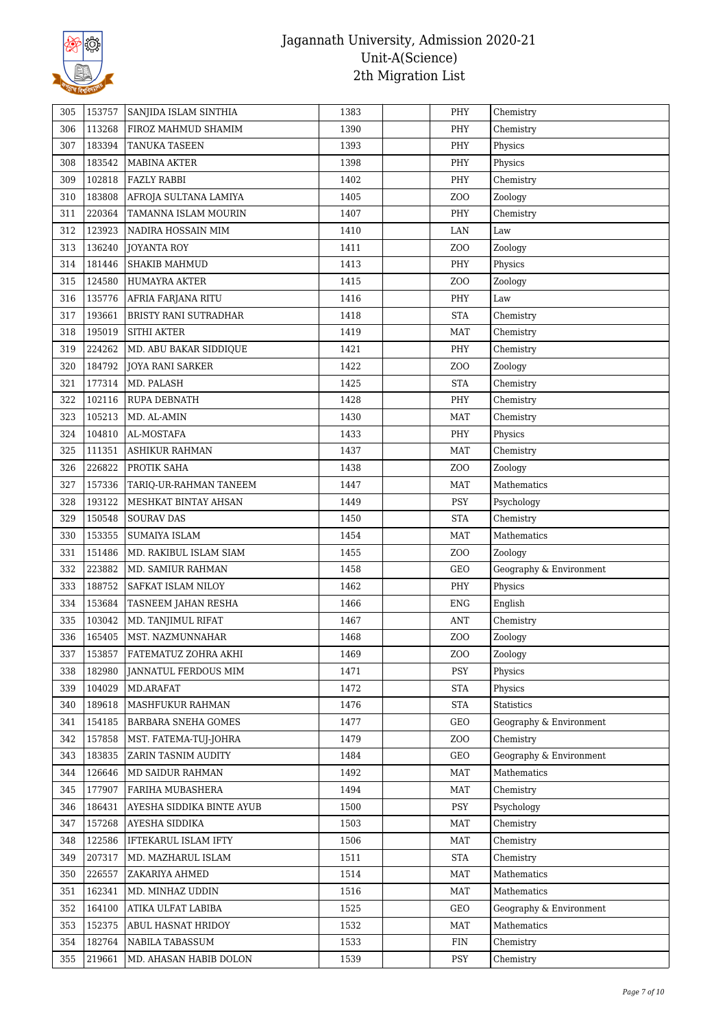# Jagannath University, Admission 2020-21
## Unit-A(Science)
## 2th Migration List

| | | | | | | |
|---|---|---|---|---|---|---|
| 305 | 153757 | SANJIDA ISLAM SINTHIA | 1383 | | PHY | Chemistry |
| 306 | 113268 | FIROZ MAHMUD SHAMIM | 1390 | | PHY | Chemistry |
| 307 | 183394 | TANUKA TASEEN | 1393 | | PHY | Physics |
| 308 | 183542 | MABINA AKTER | 1398 | | PHY | Physics |
| 309 | 102818 | FAZLY RABBI | 1402 | | PHY | Chemistry |
| 310 | 183808 | AFROJA SULTANA LAMIYA | 1405 | | ZOO | Zoology |
| 311 | 220364 | TAMANNA ISLAM MOURIN | 1407 | | PHY | Chemistry |
| 312 | 123923 | NADIRA HOSSAIN MIM | 1410 | | LAN | Law |
| 313 | 136240 | JOYANTA ROY | 1411 | | ZOO | Zoology |
| 314 | 181446 | SHAKIB MAHMUD | 1413 | | PHY | Physics |
| 315 | 124580 | HUMAYRA AKTER | 1415 | | ZOO | Zoology |
| 316 | 135776 | AFRIA FARJANA RITU | 1416 | | PHY | Law |
| 317 | 193661 | BRISTY RANI SUTRADHAR | 1418 | | STA | Chemistry |
| 318 | 195019 | SITHI AKTER | 1419 | | MAT | Chemistry |
| 319 | 224262 | MD. ABU BAKAR SIDDIQUE | 1421 | | PHY | Chemistry |
| 320 | 184792 | JOYA RANI SARKER | 1422 | | ZOO | Zoology |
| 321 | 177314 | MD. PALASH | 1425 | | STA | Chemistry |
| 322 | 102116 | RUPA DEBNATH | 1428 | | PHY | Chemistry |
| 323 | 105213 | MD. AL-AMIN | 1430 | | MAT | Chemistry |
| 324 | 104810 | AL-MOSTAFA | 1433 | | PHY | Physics |
| 325 | 111351 | ASHIKUR RAHMAN | 1437 | | MAT | Chemistry |
| 326 | 226822 | PROTIK SAHA | 1438 | | ZOO | Zoology |
| 327 | 157336 | TARIQ-UR-RAHMAN TANEEM | 1447 | | MAT | Mathematics |
| 328 | 193122 | MESHKAT BINTAY AHSAN | 1449 | | PSY | Psychology |
| 329 | 150548 | SOURAV DAS | 1450 | | STA | Chemistry |
| 330 | 153355 | SUMAIYA ISLAM | 1454 | | MAT | Mathematics |
| 331 | 151486 | MD. RAKIBUL ISLAM SIAM | 1455 | | ZOO | Zoology |
| 332 | 223882 | MD. SAMIUR RAHMAN | 1458 | | GEO | Geography & Environment |
| 333 | 188752 | SAFKAT ISLAM NILOY | 1462 | | PHY | Physics |
| 334 | 153684 | TASNEEM JAHAN RESHA | 1466 | | ENG | English |
| 335 | 103042 | MD. TANJIMUL RIFAT | 1467 | | ANT | Chemistry |
| 336 | 165405 | MST. NAZMUNNAHAR | 1468 | | ZOO | Zoology |
| 337 | 153857 | FATEMATUZ ZOHRA AKHI | 1469 | | ZOO | Zoology |
| 338 | 182980 | JANNATUL FERDOUS MIM | 1471 | | PSY | Physics |
| 339 | 104029 | MD.ARAFAT | 1472 | | STA | Physics |
| 340 | 189618 | MASHFUKUR RAHMAN | 1476 | | STA | Statistics |
| 341 | 154185 | BARBARA SNEHA GOMES | 1477 | | GEO | Geography & Environment |
| 342 | 157858 | MST. FATEMA-TUJ-JOHRA | 1479 | | ZOO | Chemistry |
| 343 | 183835 | ZARIN TASNIM AUDITY | 1484 | | GEO | Geography & Environment |
| 344 | 126646 | MD SAIDUR RAHMAN | 1492 | | MAT | Mathematics |
| 345 | 177907 | FARIHA MUBASHERA | 1494 | | MAT | Chemistry |
| 346 | 186431 | AYESHA SIDDIKA BINTE AYUB | 1500 | | PSY | Psychology |
| 347 | 157268 | AYESHA SIDDIKA | 1503 | | MAT | Chemistry |
| 348 | 122586 | IFTEKARUL ISLAM IFTY | 1506 | | MAT | Chemistry |
| 349 | 207317 | MD. MAZHARUL ISLAM | 1511 | | STA | Chemistry |
| 350 | 226557 | ZAKARIYA AHMED | 1514 | | MAT | Mathematics |
| 351 | 162341 | MD. MINHAZ UDDIN | 1516 | | MAT | Mathematics |
| 352 | 164100 | ATIKA ULFAT LABIBA | 1525 | | GEO | Geography & Environment |
| 353 | 152375 | ABUL HASNAT HRIDOY | 1532 | | MAT | Mathematics |
| 354 | 182764 | NABILA TABASSUM | 1533 | | FIN | Chemistry |
| 355 | 219661 | MD. AHASAN HABIB DOLON | 1539 | | PSY | Chemistry |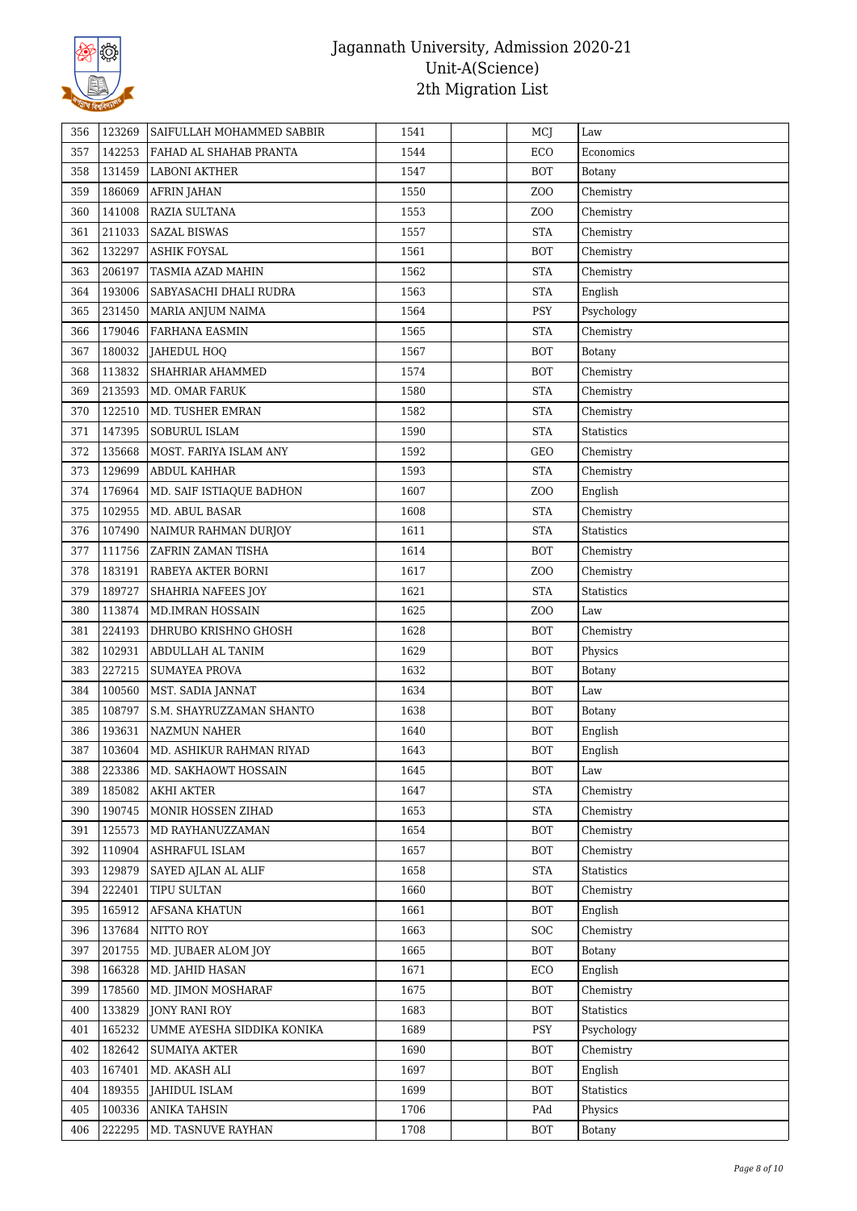| 356 | 123269 | SAIFULLAH MOHAMMED SABBIR | 1541 | | MCJ | Law |
|---|---|---|---|---|---|---|
| 357 | 142253 | FAHAD AL SHAHAB PRANTA | 1544 | | ECO | Economics |
| 358 | 131459 | LABONI AKTHER | 1547 | | BOT | Botany |
| 359 | 186069 | AFRIN JAHAN | 1550 | | ZOO | Chemistry |
| 360 | 141008 | RAZIA SULTANA | 1553 | | ZOO | Chemistry |
| 361 | 211033 | SAZAL BISWAS | 1557 | | STA | Chemistry |
| 362 | 132297 | ASHIK FOYSAL | 1561 | | BOT | Chemistry |
| 363 | 206197 | TASMIA AZAD MAHIN | 1562 | | STA | Chemistry |
| 364 | 193006 | SABYASACHI DHALI RUDRA | 1563 | | STA | English |
| 365 | 231450 | MARIA ANJUM NAIMA | 1564 | | PSY | Psychology |
| 366 | 179046 | FARHANA EASMIN | 1565 | | STA | Chemistry |
| 367 | 180032 | JAHEDUL HOQ | 1567 | | BOT | Botany |
| 368 | 113832 | SHAHRIAR AHAMMED | 1574 | | BOT | Chemistry |
| 369 | 213593 | MD. OMAR FARUK | 1580 | | STA | Chemistry |
| 370 | 122510 | MD. TUSHER EMRAN | 1582 | | STA | Chemistry |
| 371 | 147395 | SOBURUL ISLAM | 1590 | | STA | Statistics |
| 372 | 135668 | MOST. FARIYA ISLAM ANY | 1592 | | GEO | Chemistry |
| 373 | 129699 | ABDUL KAHHAR | 1593 | | STA | Chemistry |
| 374 | 176964 | MD. SAIF ISTIAQUE BADHON | 1607 | | ZOO | English |
| 375 | 102955 | MD. ABUL BASAR | 1608 | | STA | Chemistry |
| 376 | 107490 | NAIMUR RAHMAN DURJOY | 1611 | | STA | Statistics |
| 377 | 111756 | ZAFRIN ZAMAN TISHA | 1614 | | BOT | Chemistry |
| 378 | 183191 | RABEYA AKTER BORNI | 1617 | | ZOO | Chemistry |
| 379 | 189727 | SHAHRIA NAFEES JOY | 1621 | | STA | Statistics |
| 380 | 113874 | MD.IMRAN HOSSAIN | 1625 | | ZOO | Law |
| 381 | 224193 | DHRUBO KRISHNO GHOSH | 1628 | | BOT | Chemistry |
| 382 | 102931 | ABDULLAH AL TANIM | 1629 | | BOT | Physics |
| 383 | 227215 | SUMAYEA PROVA | 1632 | | BOT | Botany |
| 384 | 100560 | MST. SADIA JANNAT | 1634 | | BOT | Law |
| 385 | 108797 | S.M. SHAYRUZZAMAN SHANTO | 1638 | | BOT | Botany |
| 386 | 193631 | NAZMUN NAHER | 1640 | | BOT | English |
| 387 | 103604 | MD. ASHIKUR RAHMAN RIYAD | 1643 | | BOT | English |
| 388 | 223386 | MD. SAKHAOWT HOSSAIN | 1645 | | BOT | Law |
| 389 | 185082 | AKHI AKTER | 1647 | | STA | Chemistry |
| 390 | 190745 | MONIR HOSSEN ZIHAD | 1653 | | STA | Chemistry |
| 391 | 125573 | MD RAYHANUZZAMAN | 1654 | | BOT | Chemistry |
| 392 | 110904 | ASHRAFUL ISLAM | 1657 | | BOT | Chemistry |
| 393 | 129879 | SAYED AJLAN AL ALIF | 1658 | | STA | Statistics |
| 394 | 222401 | TIPU SULTAN | 1660 | | BOT | Chemistry |
| 395 | 165912 | AFSANA KHATUN | 1661 | | BOT | English |
| 396 | 137684 | NITTO ROY | 1663 | | SOC | Chemistry |
| 397 | 201755 | MD. JUBAER ALOM JOY | 1665 | | BOT | Botany |
| 398 | 166328 | MD. JAHID HASAN | 1671 | | ECO | English |
| 399 | 178560 | MD. JIMON MOSHARAF | 1675 | | BOT | Chemistry |
| 400 | 133829 | JONY RANI ROY | 1683 | | BOT | Statistics |
| 401 | 165232 | UMME AYESHA SIDDIKA KONIKA | 1689 | | PSY | Psychology |
| 402 | 182642 | SUMAIYA AKTER | 1690 | | BOT | Chemistry |
| 403 | 167401 | MD. AKASH ALI | 1697 | | BOT | English |
| 404 | 189355 | JAHIDUL ISLAM | 1699 | | BOT | Statistics |
| 405 | 100336 | ANIKA TAHSIN | 1706 | | PAd | Physics |
| 406 | 222295 | MD. TASNUVE RAYHAN | 1708 | | BOT | Botany |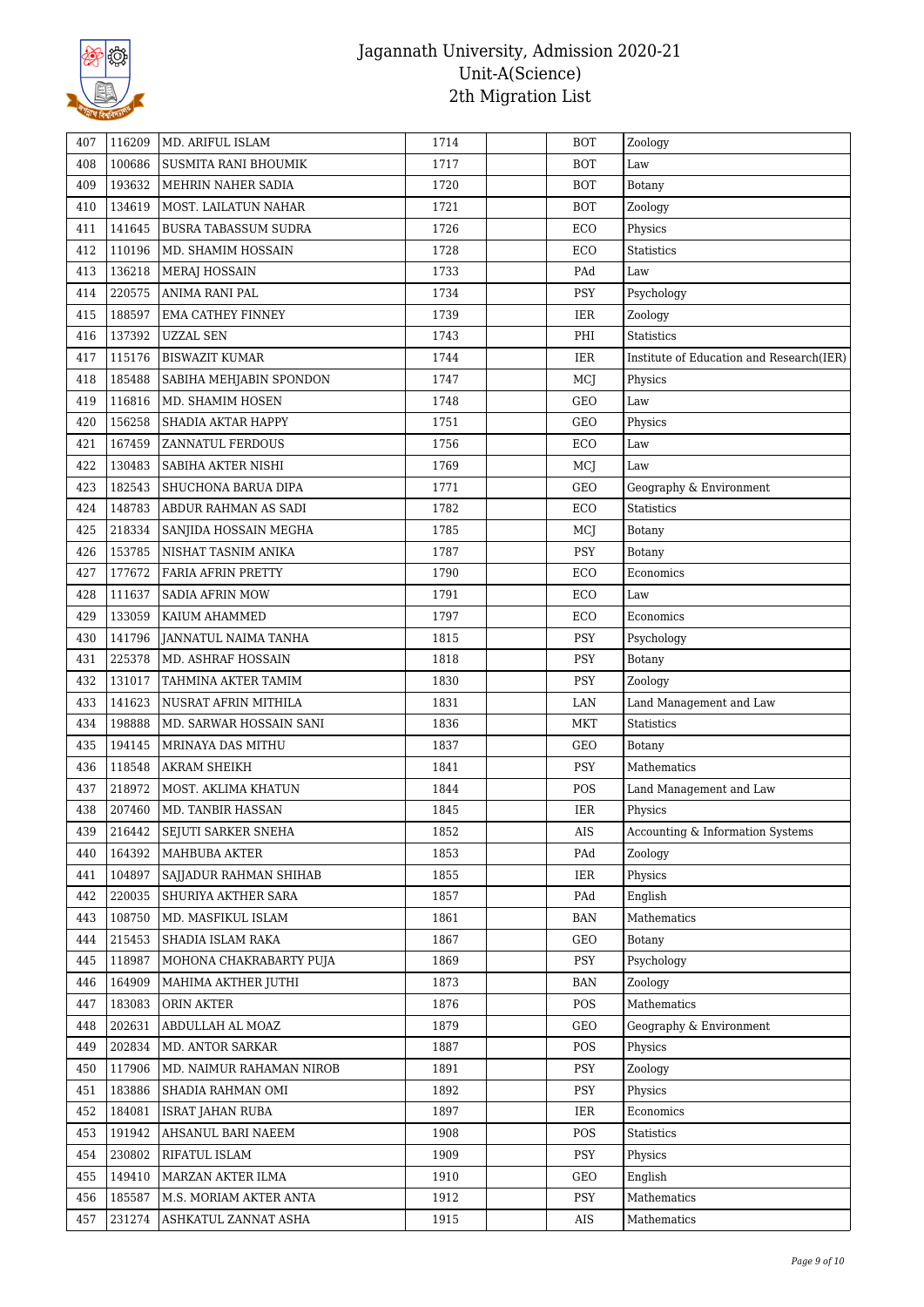| 407 | 116209 | MD. ARIFUL ISLAM | 1714 | | BOT | Zoology |
|---|---|---|---|---|---|---|
| 408 | 100686 | SUSMITA RANI BHOUMIK | 1717 | | BOT | Law |
| 409 | 193632 | MEHRIN NAHER SADIA | 1720 | | BOT | Botany |
| 410 | 134619 | MOST. LAILATUN NAHAR | 1721 | | BOT | Zoology |
| 411 | 141645 | BUSRA TABASSUM SUDRA | 1726 | | ECO | Physics |
| 412 | 110196 | MD. SHAMIM HOSSAIN | 1728 | | ECO | Statistics |
| 413 | 136218 | MERAJ HOSSAIN | 1733 | | PAd | Law |
| 414 | 220575 | ANIMA RANI PAL | 1734 | | PSY | Psychology |
| 415 | 188597 | EMA CATHEY FINNEY | 1739 | | IER | Zoology |
| 416 | 137392 | UZZAL SEN | 1743 | | PHI | Statistics |
| 417 | 115176 | BISWAZIT KUMAR | 1744 | | IER | Institute of Education and Research(IER) |
| 418 | 185488 | SABIHA MEHJABIN SPONDON | 1747 | | MCJ | Physics |
| 419 | 116816 | MD. SHAMIM HOSEN | 1748 | | GEO | Law |
| 420 | 156258 | SHADIA AKTAR HAPPY | 1751 | | GEO | Physics |
| 421 | 167459 | ZANNATUL FERDOUS | 1756 | | ECO | Law |
| 422 | 130483 | SABIHA AKTER NISHI | 1769 | | MCJ | Law |
| 423 | 182543 | SHUCHONA BARUA DIPA | 1771 | | GEO | Geography & Environment |
| 424 | 148783 | ABDUR RAHMAN AS SADI | 1782 | | ECO | Statistics |
| 425 | 218334 | SANJIDA HOSSAIN MEGHA | 1785 | | MCJ | Botany |
| 426 | 153785 | NISHAT TASNIM ANIKA | 1787 | | PSY | Botany |
| 427 | 177672 | FARIA AFRIN PRETTY | 1790 | | ECO | Economics |
| 428 | 111637 | SADIA AFRIN MOW | 1791 | | ECO | Law |
| 429 | 133059 | KAIUM AHAMMED | 1797 | | ECO | Economics |
| 430 | 141796 | JANNATUL NAIMA TANHA | 1815 | | PSY | Psychology |
| 431 | 225378 | MD. ASHRAF HOSSAIN | 1818 | | PSY | Botany |
| 432 | 131017 | TAHMINA AKTER TAMIM | 1830 | | PSY | Zoology |
| 433 | 141623 | NUSRAT AFRIN MITHILA | 1831 | | LAN | Land Management and Law |
| 434 | 198888 | MD. SARWAR HOSSAIN SANI | 1836 | | MKT | Statistics |
| 435 | 194145 | MRINAYA DAS MITHU | 1837 | | GEO | Botany |
| 436 | 118548 | AKRAM SHEIKH | 1841 | | PSY | Mathematics |
| 437 | 218972 | MOST. AKLIMA KHATUN | 1844 | | POS | Land Management and Law |
| 438 | 207460 | MD. TANBIR HASSAN | 1845 | | IER | Physics |
| 439 | 216442 | SEJUTI SARKER SNEHA | 1852 | | AIS | Accounting & Information Systems |
| 440 | 164392 | MAHBUBA AKTER | 1853 | | PAd | Zoology |
| 441 | 104897 | SAJJADUR RAHMAN SHIHAB | 1855 | | IER | Physics |
| 442 | 220035 | SHURIYA AKTHER SARA | 1857 | | PAd | English |
| 443 | 108750 | MD. MASFIKUL ISLAM | 1861 | | BAN | Mathematics |
| 444 | 215453 | SHADIA ISLAM RAKA | 1867 | | GEO | Botany |
| 445 | 118987 | MOHONA CHAKRABARTY PUJA | 1869 | | PSY | Psychology |
| 446 | 164909 | MAHIMA AKTHER JUTHI | 1873 | | BAN | Zoology |
| 447 | 183083 | ORIN AKTER | 1876 | | POS | Mathematics |
| 448 | 202631 | ABDULLAH AL MOAZ | 1879 | | GEO | Geography & Environment |
| 449 | 202834 | MD. ANTOR SARKAR | 1887 | | POS | Physics |
| 450 | 117906 | MD. NAIMUR RAHAMAN NIROB | 1891 | | PSY | Zoology |
| 451 | 183886 | SHADIA RAHMAN OMI | 1892 | | PSY | Physics |
| 452 | 184081 | ISRAT JAHAN RUBA | 1897 | | IER | Economics |
| 453 | 191942 | AHSANUL BARI NAEEM | 1908 | | POS | Statistics |
| 454 | 230802 | RIFATUL ISLAM | 1909 | | PSY | Physics |
| 455 | 149410 | MARZAN AKTER ILMA | 1910 | | GEO | English |
| 456 | 185587 | M.S. MORIAM AKTER ANTA | 1912 | | PSY | Mathematics |
| 457 | 231274 | ASHKATUL ZANNAT ASHA | 1915 | | AIS | Mathematics |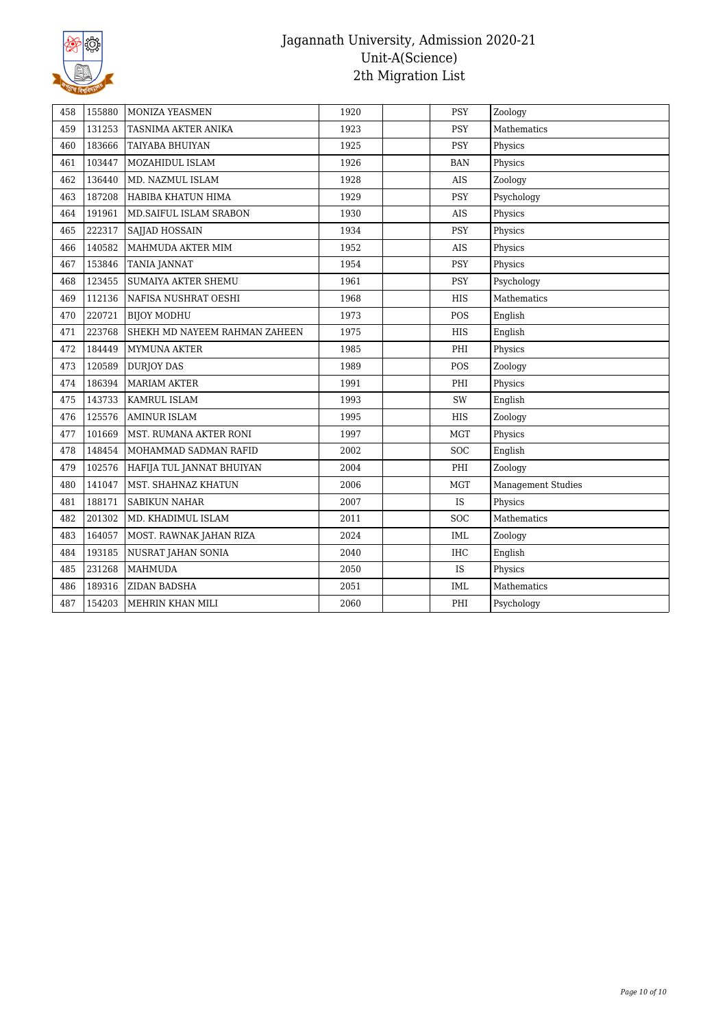# Jagannath University, Admission 2020-21
## Unit-A(Science)
## 2th Migration List

| | | | | | | |
|---|---|---|---|---|---|---|
| 458 | 155880 | MONIZA YEASMEN | 1920 | | PSY | Zoology |
| 459 | 131253 | TASNIMA AKTER ANIKA | 1923 | | PSY | Mathematics |
| 460 | 183666 | TAIYABA BHUIYAN | 1925 | | PSY | Physics |
| 461 | 103447 | MOZAHIDUL ISLAM | 1926 | | BAN | Physics |
| 462 | 136440 | MD. NAZMUL ISLAM | 1928 | | AIS | Zoology |
| 463 | 187208 | HABIBA KHATUN HIMA | 1929 | | PSY | Psychology |
| 464 | 191961 | MD.SAIFUL ISLAM SRABON | 1930 | | AIS | Physics |
| 465 | 222317 | SAJJAD HOSSAIN | 1934 | | PSY | Physics |
| 466 | 140582 | MAHMUDA AKTER MIM | 1952 | | AIS | Physics |
| 467 | 153846 | TANIA JANNAT | 1954 | | PSY | Physics |
| 468 | 123455 | SUMAIYA AKTER SHEMU | 1961 | | PSY | Psychology |
| 469 | 112136 | NAFISA NUSHRAT OESHI | 1968 | | HIS | Mathematics |
| 470 | 220721 | BIJOY MODHU | 1973 | | POS | English |
| 471 | 223768 | SHEKH MD NAYEEM RAHMAN ZAHEEN | 1975 | | HIS | English |
| 472 | 184449 | MYMUNA AKTER | 1985 | | PHI | Physics |
| 473 | 120589 | DURJOY DAS | 1989 | | POS | Zoology |
| 474 | 186394 | MARIAM AKTER | 1991 | | PHI | Physics |
| 475 | 143733 | KAMRUL ISLAM | 1993 | | SW | English |
| 476 | 125576 | AMINUR ISLAM | 1995 | | HIS | Zoology |
| 477 | 101669 | MST. RUMANA AKTER RONI | 1997 | | MGT | Physics |
| 478 | 148454 | MOHAMMAD SADMAN RAFID | 2002 | | SOC | English |
| 479 | 102576 | HAFIJA TUL JANNAT BHUIYAN | 2004 | | PHI | Zoology |
| 480 | 141047 | MST. SHAHNAZ KHATUN | 2006 | | MGT | Management Studies |
| 481 | 188171 | SABIKUN NAHAR | 2007 | | IS | Physics |
| 482 | 201302 | MD. KHADIMUL ISLAM | 2011 | | SOC | Mathematics |
| 483 | 164057 | MOST. RAWNAK JAHAN RIZA | 2024 | | IML | Zoology |
| 484 | 193185 | NUSRAT JAHAN SONIA | 2040 | | IHC | English |
| 485 | 231268 | MAHMUDA | 2050 | | IS | Physics |
| 486 | 189316 | ZIDAN BADSHA | 2051 | | IML | Mathematics |
| 487 | 154203 | MEHRIN KHAN MILI | 2060 | | PHI | Psychology |